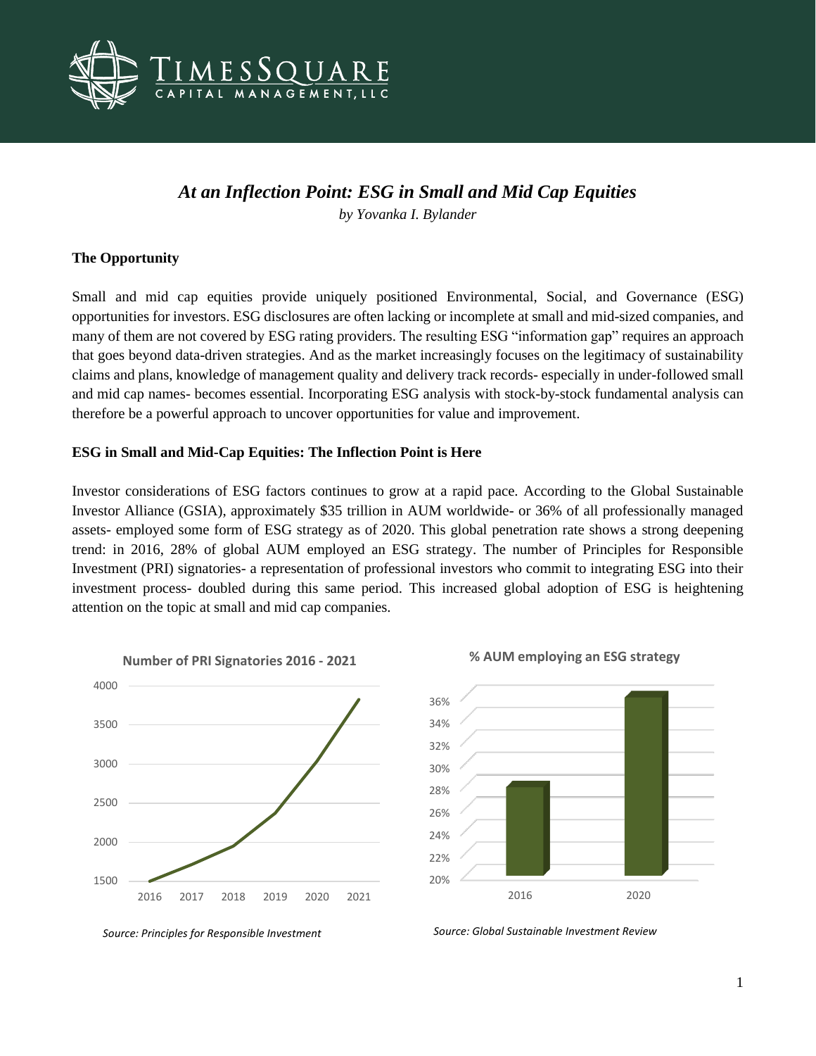# At an Inflection Point: ESG in Small and Mid Cap Equities

*by Yovanka I. Bylander*

**The Opportunity**

Small and mid cap equities provide uniquely positioned Environmental, Social, and Governance (ESG) opportunities for investors. ESG disclosures are often lacking or incomplete at small and mid-sized companies, and many of them are not covered by ESG rating providers. The resulting ESG "information gap" requires an approach that goes beyond data-driven strategies. And as the market increasingly focuses on the legitimacy of sustainability claims and plans, knowledge of management quality and delivery track records- especially in under-followed small and mid cap names- becomes essential. Incorporating ESG analysis with stock-by-stock fundamental analysis can therefore be a powerful approach to uncover opportunities for value and improvement.

**ESG in Small and Mid-Cap Equities: The Inflection Point is Here**

Investor considerations of ESG factors continues to grow at a rapid pace. According to the Global Sustainable Investor Alliance (GSIA), approximately $35 trillion in AUM worldwide- or 36% of all professionally managed assets- employed some form of ESG strategy as of 2020. This global penetration rate shows a strong deepening trend: in 2016, 28% of global AUM employed an ESG strategy. The number of Principles for Responsible Investment (PRI) signatories- a representation of professional investors who commit to integrating ESG into their investment process- doubled during this same period. This increased global adoption of ESG is heightening attention on the topic at small and mid cap companies.

**Number of PRI Signatories 2016 - 2021**

*Source: Principles for Responsible Investment*

**% AUM employing an ESG strategy**

*Source: Global Sustainable Investment Review*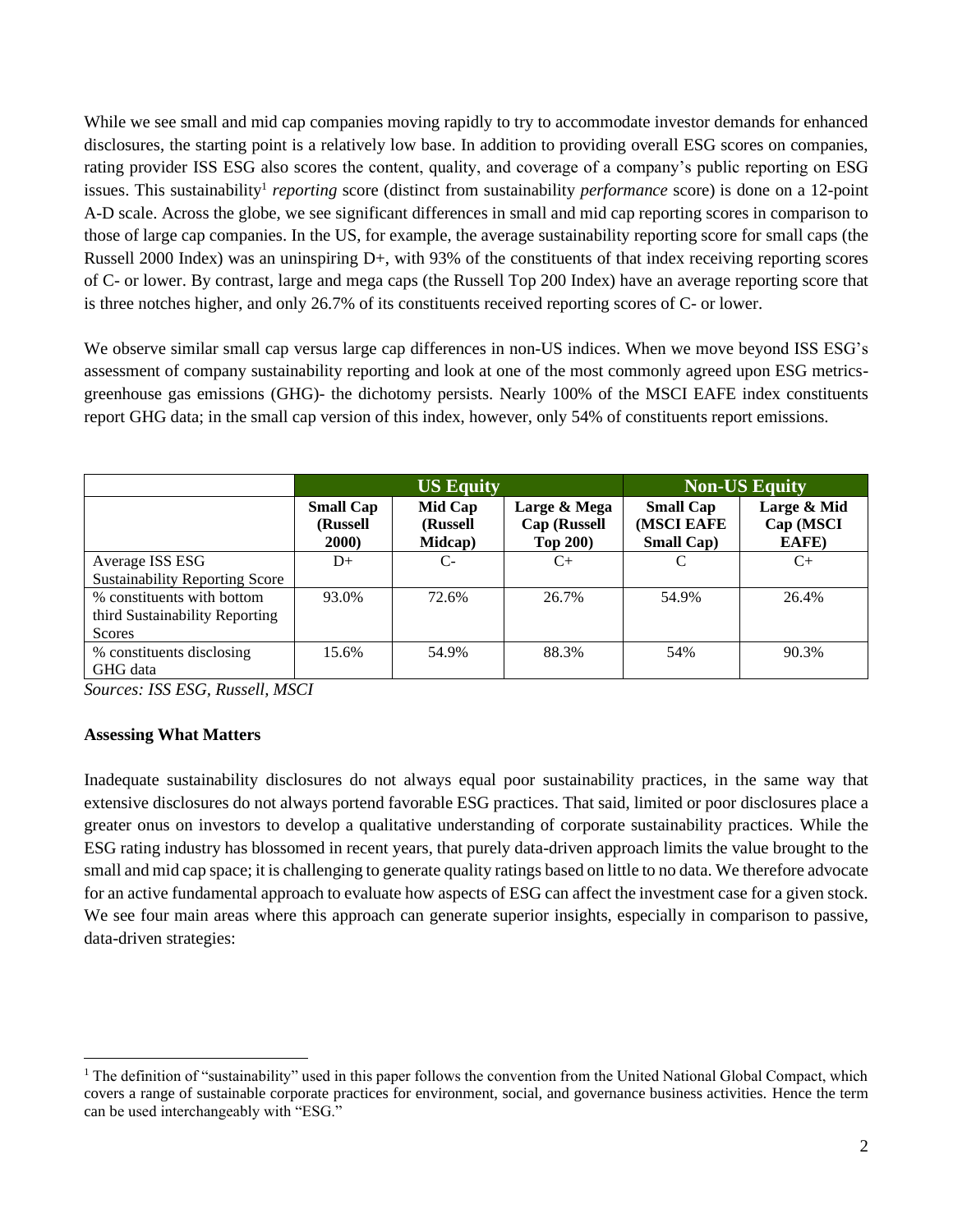While we see small and mid cap companies moving rapidly to try to accommodate investor demands for enhanced disclosures, the starting point is a relatively low base. In addition to providing overall ESG scores on companies, rating provider ISS ESG also scores the content, quality, and coverage of a company's public reporting on ESG issues. This sustainability[1] *reporting* score (distinct from sustainability *performance* score) is done on a 12-point A-D scale. Across the globe, we see significant differences in small and mid cap reporting scores in comparison to those of large cap companies. In the US, for example, the average sustainability reporting score for small caps (the Russell 2000 Index) was an uninspiring D+, with 93% of the constituents of that index receiving reporting scores of C- or lower. By contrast, large and mega caps (the Russell Top 200 Index) have an average reporting score that is three notches higher, and only 26.7% of its constituents received reporting scores of C- or lower.

We observe similar small cap versus large cap differences in non-US indices. When we move beyond ISS ESG's assessment of company sustainability reporting and look at one of the most commonly agreed upon ESG metrics- greenhouse gas emissions (GHG)- the dichotomy persists. Nearly 100% of the MSCI EAFE index constituents report GHG data; in the small cap version of this index, however, only 54% of constituents report emissions.

| | **US Equity** | | | **Non-US Equity** | |
|---|---|---|---|---|---|
| | **Small Cap (Russell 2000)** | **Mid Cap (Russell Midcap)** | **Large & Mega Cap (Russell Top 200)** | **Small Cap (MSCI EAFE Small Cap)** | **Large & Mid Cap (MSCI EAFE)** |
| Average ISS ESG Sustainability Reporting Score | D+ | C- | C+ | C | C+ |
| % constituents with bottom third Sustainability Reporting Scores | 93.0% | 72.6% | 26.7% | 54.9% | 26.4% |
| % constituents disclosing GHG data | 15.6% | 54.9% | 88.3% | 54% | 90.3% |

*Sources: ISS ESG, Russell, MSCI*

### Assessing What Matters

Inadequate sustainability disclosures do not always equal poor sustainability practices, in the same way that extensive disclosures do not always portend favorable ESG practices. That said, limited or poor disclosures place a greater onus on investors to develop a qualitative understanding of corporate sustainability practices. While the ESG rating industry has blossomed in recent years, that purely data-driven approach limits the value brought to the small and mid cap space; it is challenging to generate quality ratings based on little to no data. We therefore advocate for an active fundamental approach to evaluate how aspects of ESG can affect the investment case for a given stock. We see four main areas where this approach can generate superior insights, especially in comparison to passive, data-driven strategies:

[1] The definition of "sustainability" used in this paper follows the convention from the United National Global Compact, which covers a range of sustainable corporate practices for environment, social, and governance business activities. Hence the term can be used interchangeably with "ESG."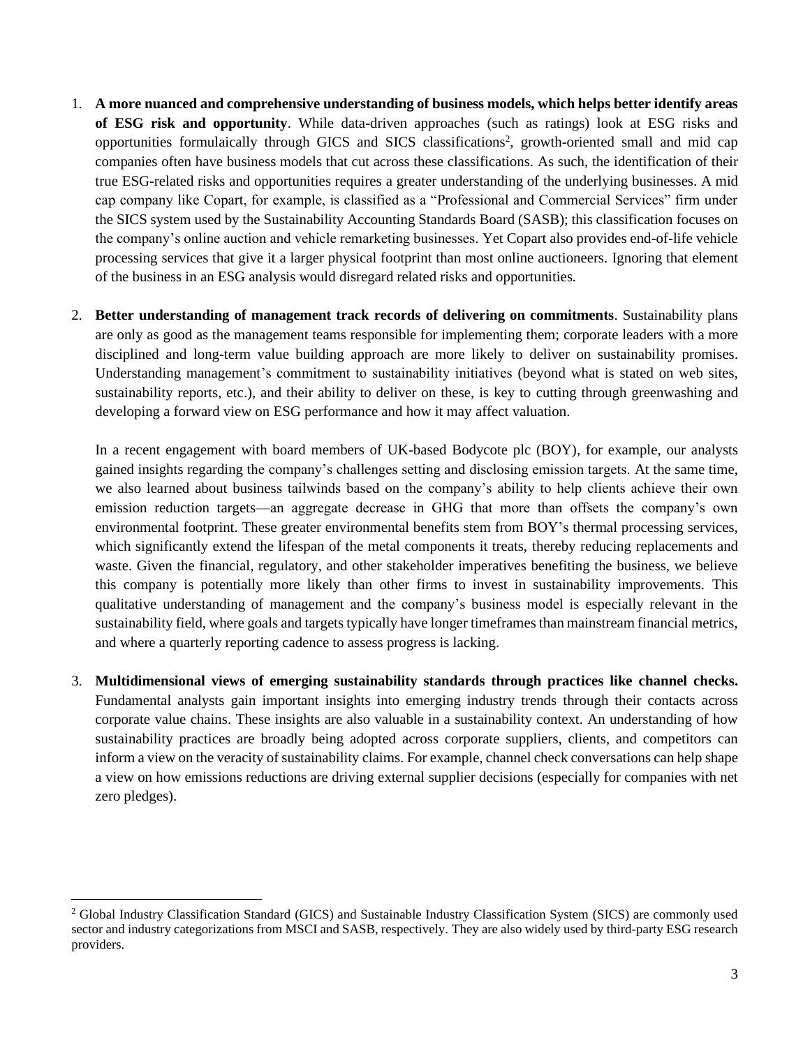1. **A more nuanced and comprehensive understanding of business models, which helps better identify areas of ESG risk and opportunity**. While data-driven approaches (such as ratings) look at ESG risks and opportunities formulaically through GICS and SICS classifications[2], growth-oriented small and mid cap companies often have business models that cut across these classifications. As such, the identification of their true ESG-related risks and opportunities requires a greater understanding of the underlying businesses. A mid cap company like Copart, for example, is classified as a "Professional and Commercial Services" firm under the SICS system used by the Sustainability Accounting Standards Board (SASB); this classification focuses on the company's online auction and vehicle remarketing businesses. Yet Copart also provides end-of-life vehicle processing services that give it a larger physical footprint than most online auctioneers. Ignoring that element of the business in an ESG analysis would disregard related risks and opportunities.

2. **Better understanding of management track records of delivering on commitments**. Sustainability plans are only as good as the management teams responsible for implementing them; corporate leaders with a more disciplined and long-term value building approach are more likely to deliver on sustainability promises. Understanding management's commitment to sustainability initiatives (beyond what is stated on web sites, sustainability reports, etc.), and their ability to deliver on these, is key to cutting through greenwashing and developing a forward view on ESG performance and how it may affect valuation.

   In a recent engagement with board members of UK-based Bodycote plc (BOY), for example, our analysts gained insights regarding the company's challenges setting and disclosing emission targets. At the same time, we also learned about business tailwinds based on the company's ability to help clients achieve their own emission reduction targets—an aggregate decrease in GHG that more than offsets the company's own environmental footprint. These greater environmental benefits stem from BOY's thermal processing services, which significantly extend the lifespan of the metal components it treats, thereby reducing replacements and waste. Given the financial, regulatory, and other stakeholder imperatives benefiting the business, we believe this company is potentially more likely than other firms to invest in sustainability improvements. This qualitative understanding of management and the company's business model is especially relevant in the sustainability field, where goals and targets typically have longer timeframes than mainstream financial metrics, and where a quarterly reporting cadence to assess progress is lacking.

3. **Multidimensional views of emerging sustainability standards through practices like channel checks.** Fundamental analysts gain important insights into emerging industry trends through their contacts across corporate value chains. These insights are also valuable in a sustainability context. An understanding of how sustainability practices are broadly being adopted across corporate suppliers, clients, and competitors can inform a view on the veracity of sustainability claims. For example, channel check conversations can help shape a view on how emissions reductions are driving external supplier decisions (especially for companies with net zero pledges).

[2] Global Industry Classification Standard (GICS) and Sustainable Industry Classification System (SICS) are commonly used sector and industry categorizations from MSCI and SASB, respectively. They are also widely used by third-party ESG research providers.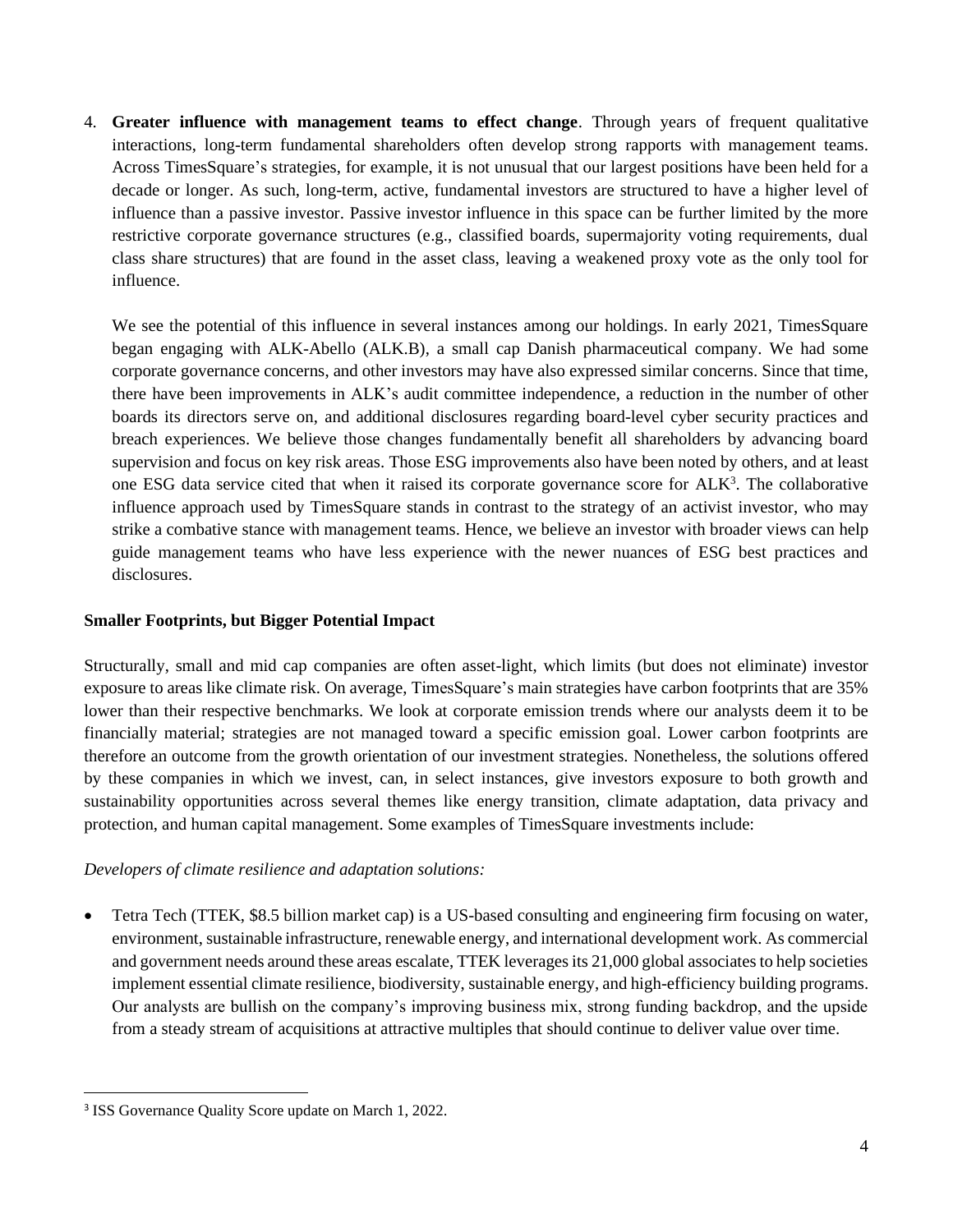4. **Greater influence with management teams to effect change**. Through years of frequent qualitative interactions, long-term fundamental shareholders often develop strong rapports with management teams. Across TimesSquare's strategies, for example, it is not unusual that our largest positions have been held for a decade or longer. As such, long-term, active, fundamental investors are structured to have a higher level of influence than a passive investor. Passive investor influence in this space can be further limited by the more restrictive corporate governance structures (e.g., classified boards, supermajority voting requirements, dual class share structures) that are found in the asset class, leaving a weakened proxy vote as the only tool for influence.

   We see the potential of this influence in several instances among our holdings. In early 2021, TimesSquare began engaging with ALK-Abello (ALK.B), a small cap Danish pharmaceutical company. We had some corporate governance concerns, and other investors may have also expressed similar concerns. Since that time, there have been improvements in ALK's audit committee independence, a reduction in the number of other boards its directors serve on, and additional disclosures regarding board-level cyber security practices and breach experiences. We believe those changes fundamentally benefit all shareholders by advancing board supervision and focus on key risk areas. Those ESG improvements also have been noted by others, and at least one ESG data service cited that when it raised its corporate governance score for ALK[3]. The collaborative influence approach used by TimesSquare stands in contrast to the strategy of an activist investor, who may strike a combative stance with management teams. Hence, we believe an investor with broader views can help guide management teams who have less experience with the newer nuances of ESG best practices and disclosures.

**Smaller Footprints, but Bigger Potential Impact**

Structurally, small and mid cap companies are often asset-light, which limits (but does not eliminate) investor exposure to areas like climate risk. On average, TimesSquare's main strategies have carbon footprints that are 35% lower than their respective benchmarks. We look at corporate emission trends where our analysts deem it to be financially material; strategies are not managed toward a specific emission goal. Lower carbon footprints are therefore an outcome from the growth orientation of our investment strategies. Nonetheless, the solutions offered by these companies in which we invest, can, in select instances, give investors exposure to both growth and sustainability opportunities across several themes like energy transition, climate adaptation, data privacy and protection, and human capital management. Some examples of TimesSquare investments include:

*Developers of climate resilience and adaptation solutions:*

- Tetra Tech (TTEK, $8.5 billion market cap) is a US-based consulting and engineering firm focusing on water, environment, sustainable infrastructure, renewable energy, and international development work. As commercial and government needs around these areas escalate, TTEK leverages its 21,000 global associates to help societies implement essential climate resilience, biodiversity, sustainable energy, and high-efficiency building programs. Our analysts are bullish on the company's improving business mix, strong funding backdrop, and the upside from a steady stream of acquisitions at attractive multiples that should continue to deliver value over time.

---

[3] ISS Governance Quality Score update on March 1, 2022.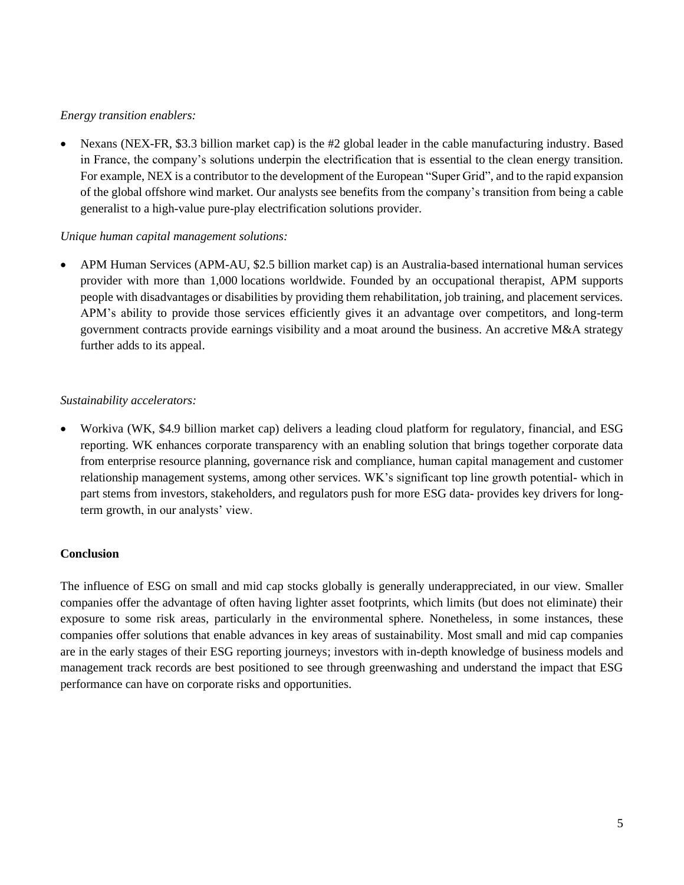*Energy transition enablers:*

- Nexans (NEX-FR, $3.3 billion market cap) is the #2 global leader in the cable manufacturing industry. Based in France, the company's solutions underpin the electrification that is essential to the clean energy transition. For example, NEX is a contributor to the development of the European "Super Grid", and to the rapid expansion of the global offshore wind market. Our analysts see benefits from the company's transition from being a cable generalist to a high-value pure-play electrification solutions provider.

*Unique human capital management solutions:*

- APM Human Services (APM-AU, $2.5 billion market cap) is an Australia-based international human services provider with more than 1,000 locations worldwide. Founded by an occupational therapist, APM supports people with disadvantages or disabilities by providing them rehabilitation, job training, and placement services. APM's ability to provide those services efficiently gives it an advantage over competitors, and long-term government contracts provide earnings visibility and a moat around the business. An accretive M&A strategy further adds to its appeal.

*Sustainability accelerators:*

- Workiva (WK, $4.9 billion market cap) delivers a leading cloud platform for regulatory, financial, and ESG reporting. WK enhances corporate transparency with an enabling solution that brings together corporate data from enterprise resource planning, governance risk and compliance, human capital management and customer relationship management systems, among other services. WK's significant top line growth potential- which in part stems from investors, stakeholders, and regulators push for more ESG data- provides key drivers for long-term growth, in our analysts' view.

**Conclusion**

The influence of ESG on small and mid cap stocks globally is generally underappreciated, in our view. Smaller companies offer the advantage of often having lighter asset footprints, which limits (but does not eliminate) their exposure to some risk areas, particularly in the environmental sphere. Nonetheless, in some instances, these companies offer solutions that enable advances in key areas of sustainability. Most small and mid cap companies are in the early stages of their ESG reporting journeys; investors with in-depth knowledge of business models and management track records are best positioned to see through greenwashing and understand the impact that ESG performance can have on corporate risks and opportunities.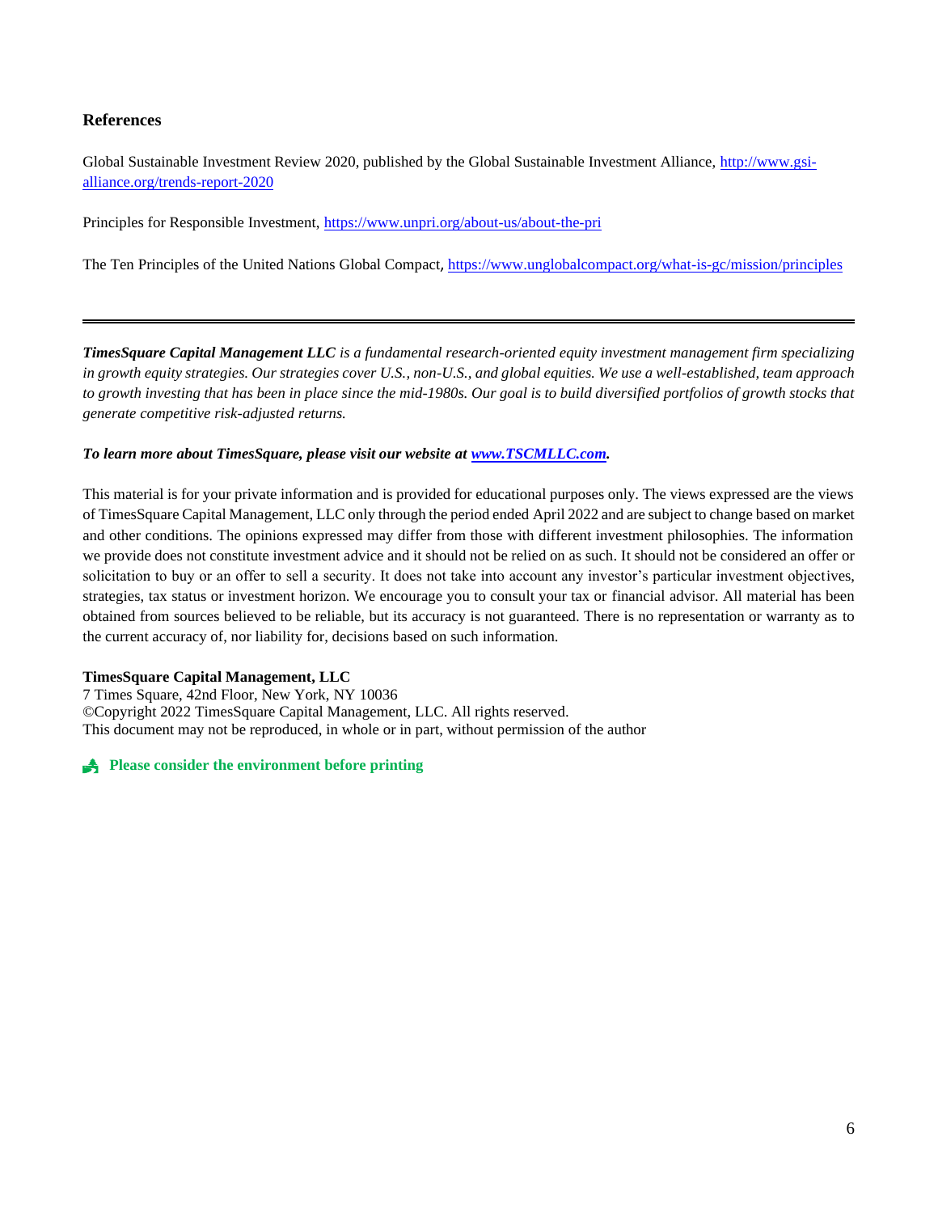## References

Global Sustainable Investment Review 2020, published by the Global Sustainable Investment Alliance, http://www.gsi-alliance.org/trends-report-2020

Principles for Responsible Investment, https://www.unpri.org/about-us/about-the-pri

The Ten Principles of the United Nations Global Compact, https://www.unglobalcompact.org/what-is-gc/mission/principles

---

***TimesSquare Capital Management LLC*** *is a fundamental research-oriented equity investment management firm specializing in growth equity strategies. Our strategies cover U.S., non-U.S., and global equities. We use a well-established, team approach to growth investing that has been in place since the mid-1980s. Our goal is to build diversified portfolios of growth stocks that generate competitive risk-adjusted returns.*

***To learn more about TimesSquare, please visit our website at www.TSCMLLC.com.***

This material is for your private information and is provided for educational purposes only. The views expressed are the views of TimesSquare Capital Management, LLC only through the period ended April 2022 and are subject to change based on market and other conditions. The opinions expressed may differ from those with different investment philosophies. The information we provide does not constitute investment advice and it should not be relied on as such. It should not be considered an offer or solicitation to buy or an offer to sell a security. It does not take into account any investor's particular investment objectives, strategies, tax status or investment horizon. We encourage you to consult your tax or financial advisor. All material has been obtained from sources believed to be reliable, but its accuracy is not guaranteed. There is no representation or warranty as to the current accuracy of, nor liability for, decisions based on such information.

**TimesSquare Capital Management, LLC**
7 Times Square, 42nd Floor, New York, NY 10036
©Copyright 2022 TimesSquare Capital Management, LLC. All rights reserved.
This document may not be reproduced, in whole or in part, without permission of the author

**Please consider the environment before printing**